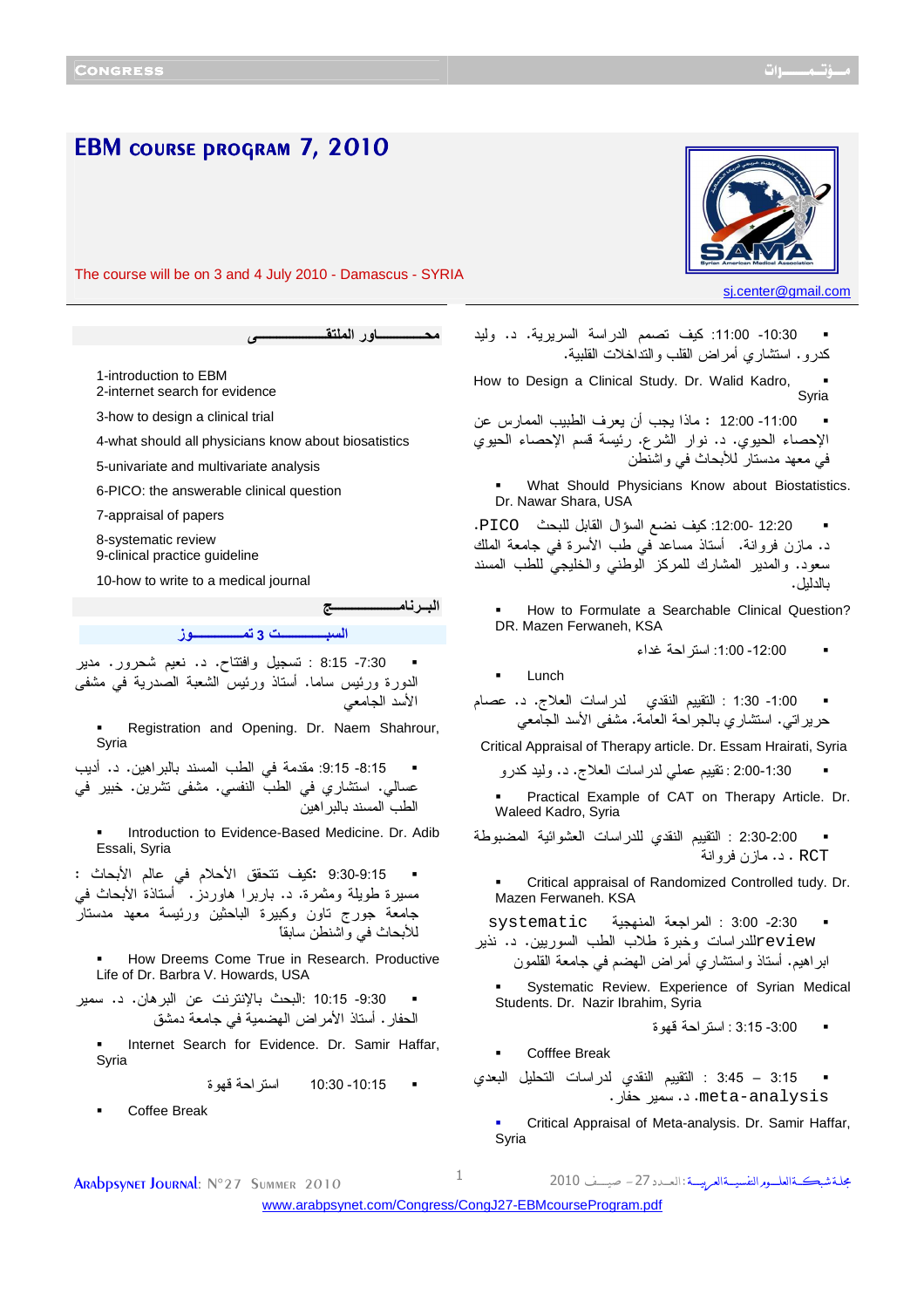# EBM course program 7, 2010

The course will be on 3 and 4 July 2010 - Damascus - SYRIA

sj.center@gmail.com

## محــــــاور الملتقــــــــــــــى

1-introduction to EBM
2-internet search for evidence

3-how to design a clinical trial

4-what should all physicians know about biosatistics

5-univariate and multivariate analysis

6-PICO: the answerable clinical question

7-appraisal of papers

8-systematic review
9-clinical practice guideline

10-how to write to a medical journal

## البــرنامــــــــج

### السبــــــــت 3 تمــــــوز

- 7:30- 8:15 : تسجيل وافتتاح. د. نعيم شحرور. مدير الدورة ورئيس ساما. أستاذ ورئيس الشعبة الصدرية في مشفى الأسد الجامعي
  - Registration and Opening. Dr. Naem Shahrour, Syria
- 8:15- 9:15: مقدمة في الطب المسند بالبراهين. د. أديب عسالي. استشاري في الطب النفسي. مشفى تشرين. خبير في الطب المسند بالبراهين
  - Introduction to Evidence-Based Medicine. Dr. Adib Essali, Syria
- 9:15-9:30 :كيف تتحقق الأحلام في عالم الأبحاث: مسيرة طويلة ومثمرة. د. باربرا هاوردز. أستاذة الأبحاث في جامعة جورج تاون وكبيرة الباحثين ورئيسة معهد مدستار للأبحاث في واشنطن سابقا
  - How Dreems Come True in Research. Productive Life of Dr. Barbra V. Howards, USA
- 9:30- 10:15: البحث بالإنترنت عن البرهان. د. سمير الحفار. أستاذ الأمراض الهضمية في جامعة دمشق
  - Internet Search for Evidence. Dr. Samir Haffar, Syria
- 10:15- 10:30 استراحة قهوة
  - Coffee Break
- 10:30- 11:00: كيف تصمم الدراسة السريرية. د. وليد كدرو. استشاري أمراض القلب والتداخلات القلبية.
  - How to Design a Clinical Study. Dr. Walid Kadro, Syria
- 11:00- 12:00 : ماذا يجب أن يعرف الطبيب الممارس عن الإحصاء الحيوي. د. نوار الشرع. رئيسة قسم الإحصاء الحيوي في معهد مدستار للأبحاث في واشنطن
  - What Should Physicians Know about Biostatistics. Dr. Nawar Shara, USA
- 12:00- 12:20: كيف نضع السؤال القابل للبحث PICO. د. مازن فروانة. أستاذ مساعد في طب الأسرة في جامعة الملك سعود. والمدير المشارك للمركز الوطني والخليجي للطب المسند بالدليل.
  - How to Formulate a Searchable Clinical Question? DR. Mazen Ferwaneh, KSA
- 12:00- 1:00: استراحة غداء
  - Lunch
- 1:00- 1:30 : التقييم النقدي لدراسات العلاج. د. عصام حريراتي. استشاري بالجراحة العامة. مشفى الأسد الجامعي
  - Critical Appraisal of Therapy article. Dr. Essam Hrairati, Syria
- 1:30-2:00 : تقييم عملي لدراسات العلاج. د. وليد كدرو
  - Practical Example of CAT on Therapy Article. Dr. Waleed Kadro, Syria
- 2:00-2:30 : التقييم النقدي للدراسات العشوائية المضبوطة RCT . د. مازن فروانة
  - Critical appraisal of Randomized Controlled tudy. Dr. Mazen Ferwaneh. KSA
- 2:30- 3:00 : المراجعة المنهجية systematic review للدراسات وخبرة طلاب الطب السوريين. د. نذير ابراهيم. أستاذ واستشاري أمراض الهضم في جامعة القلمون
  - Systematic Review. Experience of Syrian Medical Students. Dr. Nazir Ibrahim, Syria
- 3:00- 3:15 : استراحة قهوة
  - Cofffee Break
- 3:15 – 3:45 : التقييم النقدي لدراسات التحليل البعدي meta-analysis. د. سمير حفار.
  - Critical Appraisal of Meta-analysis. Dr. Samir Haffar, Syria

www.arabpsynet.com/Congress/CongJ27-EBMcourseProgram.pdf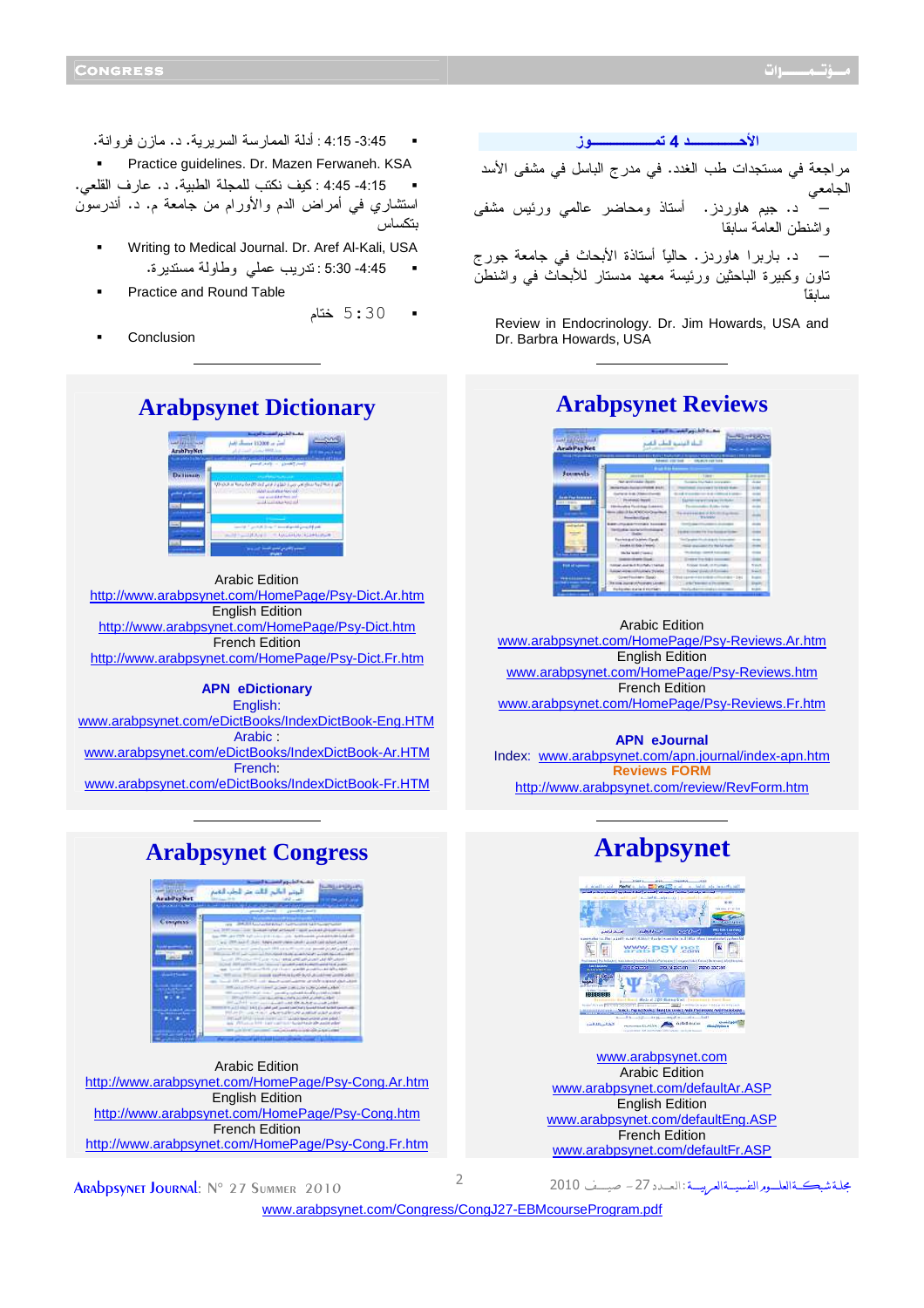## الأحــــــــد 4 تمـــــــــوز

مراجعة في مستجدات طب الغدد. في مدرج الباسل في مشفى الأسد الجامعي

– د. جيم هاوردز. أستاذ ومحاضر عالمي ورئيس مشفى واشنطن العامة سابقا

– د. باربرا هاوردز. حالياً أستاذة الأبحاث في جامعة جورج تاون وكبيرة الباحثين ورئيسة معهد مدستار للأبحاث في واشنطن سابقا

Review in Endocrinology. Dr. Jim Howards, USA and Dr. Barbra Howards, USA

- 3:45- 4:15 : أدلة الممارسة السريرية. د. مازن فروانة.
- Practice guidelines. Dr. Mazen Ferwaneh. KSA
- 4:15- 4:45 : كيف نكتب للمجلة الطبية. د. عارف القلعي. استشاري في أمراض الدم والأورام من جامعة م. د. أندرسون بتكساس
- Writing to Medical Journal. Dr. Aref Al-Kali, USA
- 4:45- 5:30 : تدريب عملي وطاولة مستديرة.
- Practice and Round Table
- 5:30 ختام
- Conclusion

## Arabpsynet Reviews

Arabic Edition
www.arabpsynet.com/HomePage/Psy-Reviews.Ar.htm
English Edition
www.arabpsynet.com/HomePage/Psy-Reviews.htm
French Edition
www.arabpsynet.com/HomePage/Psy-Reviews.Fr.htm

**APN eJournal**
Index: www.arabpsynet.com/apn.journal/index-apn.htm
**Reviews FORM**
http://www.arabpsynet.com/review/RevForm.htm

## Arabpsynet Dictionary

Arabic Edition
http://www.arabpsynet.com/HomePage/Psy-Dict.Ar.htm
English Edition
http://www.arabpsynet.com/HomePage/Psy-Dict.htm
French Edition
http://www.arabpsynet.com/HomePage/Psy-Dict.Fr.htm

**APN eDictionary**
English:
www.arabpsynet.com/eDictBooks/IndexDictBook-Eng.HTM
Arabic :
www.arabpsynet.com/eDictBooks/IndexDictBook-Ar.HTM
French:
www.arabpsynet.com/eDictBooks/IndexDictBook-Fr.HTM

## Arabpsynet

www.arabpsynet.com
Arabic Edition
www.arabpsynet.com/defaultAr.ASP
English Edition
www.arabpsynet.com/defaultEng.ASP
French Edition
www.arabpsynet.com/defaultFr.ASP

## Arabpsynet Congress

Arabic Edition
http://www.arabpsynet.com/HomePage/Psy-Cong.Ar.htm
English Edition
http://www.arabpsynet.com/HomePage/Psy-Cong.htm
French Edition
http://www.arabpsynet.com/HomePage/Psy-Cong.Fr.htm

www.arabpsynet.com/Congress/CongJ27-EBMcourseProgram.pdf